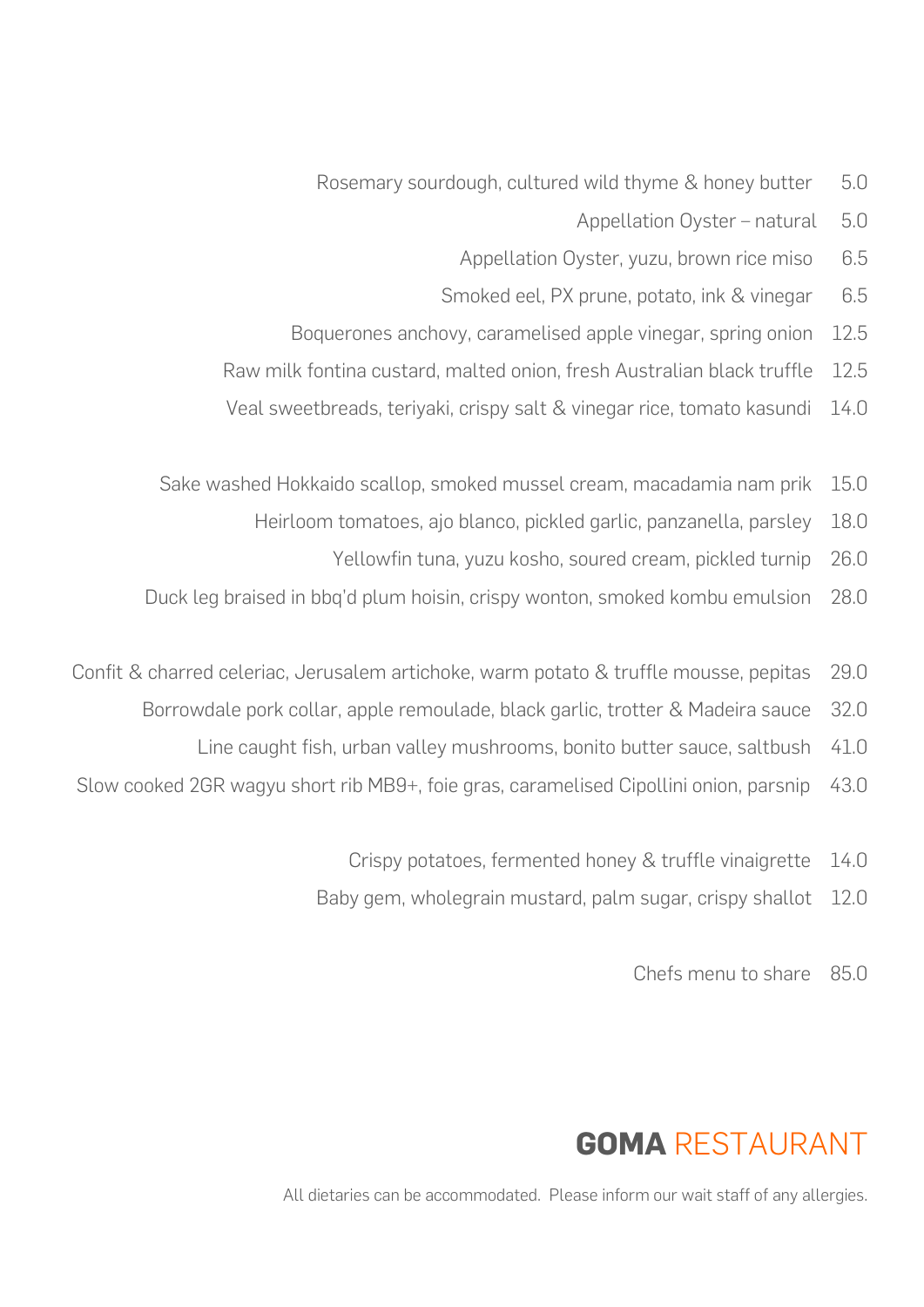Rosemary sourdough, cultured wild thyme & honey butter 5.0

Appellation Oyster – natural 5.0

Appellation Oyster, yuzu, brown rice miso 6.5

Smoked eel, PX prune, potato, ink & vinegar 6.5

Boquerones anchovy, caramelised apple vinegar, spring onion 12.5

Raw milk fontina custard, malted onion, fresh Australian black truffle 12.5

Veal sweetbreads, teriyaki, crispy salt & vinegar rice, tomato kasundi 14.0

Sake washed Hokkaido scallop, smoked mussel cream, macadamia nam prik 15.0

Heirloom tomatoes, ajo blanco, pickled garlic, panzanella, parsley 18.0

Yellowfin tuna, yuzu kosho, soured cream, pickled turnip 26.0

Duck leg braised in bbq'd plum hoisin, crispy wonton, smoked kombu emulsion 28.0

Confit & charred celeriac, Jerusalem artichoke, warm potato & truffle mousse, pepitas 29.0

Borrowdale pork collar, apple remoulade, black garlic, trotter & Madeira sauce 32.0

Line caught fish, urban valley mushrooms, bonito butter sauce, saltbush 41.0

Slow cooked 2GR wagyu short rib MB9+, foie gras, caramelised Cipollini onion, parsnip 43.0

Crispy potatoes, fermented honey & truffle vinaigrette 14.0

Baby gem, wholegrain mustard, palm sugar, crispy shallot 12.0

Chefs menu to share 85.0

# **GOMA** RESTAURANT

All dietaries can be accommodated. Please inform our wait staff of any allergies.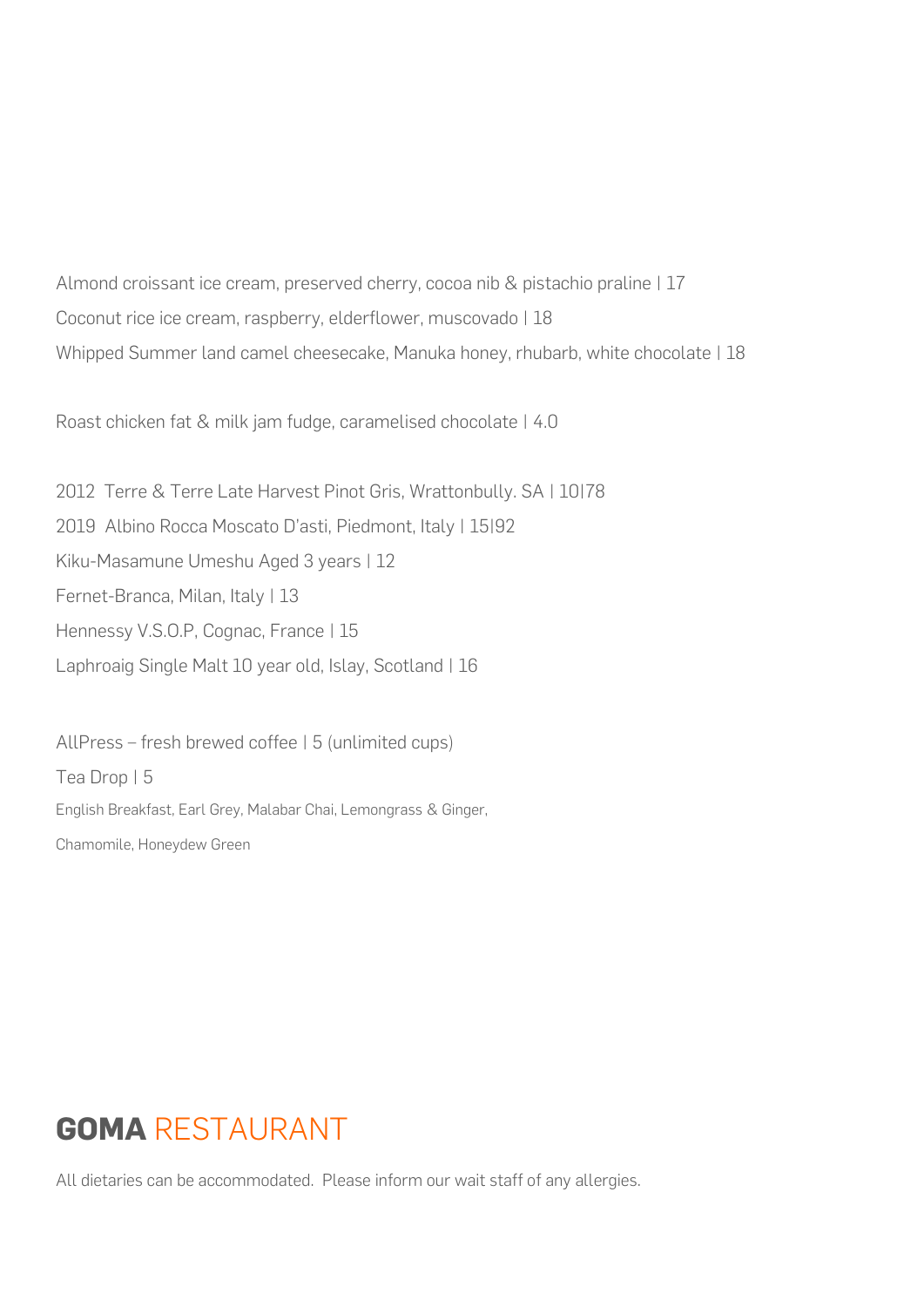Almond croissant ice cream, preserved cherry, cocoa nib & pistachio praline | 17

Coconut rice ice cream, raspberry, elderflower, muscovado | 18

Whipped Summer land camel cheesecake, Manuka honey, rhubarb, white chocolate | 18

Roast chicken fat & milk jam fudge, caramelised chocolate | 4.0

2012 Terre & Terre Late Harvest Pinot Gris, Wrattonbully. SA | 10|78

2019 Albino Rocca Moscato D'asti, Piedmont, Italy | 15|92

Kiku-Masamune Umeshu Aged 3 years | 12

Fernet-Branca, Milan, Italy | 13

Hennessy V.S.O.P, Cognac, France | 15

Laphroaig Single Malt 10 year old, Islay, Scotland | 16

AllPress – fresh brewed coffee | 5 (unlimited cups)

Tea Drop | 5

English Breakfast, Earl Grey, Malabar Chai, Lemongrass & Ginger,

Chamomile, Honeydew Green

## **GOMA** RESTAURANT

All dietaries can be accommodated. Please inform our wait staff of any allergies.